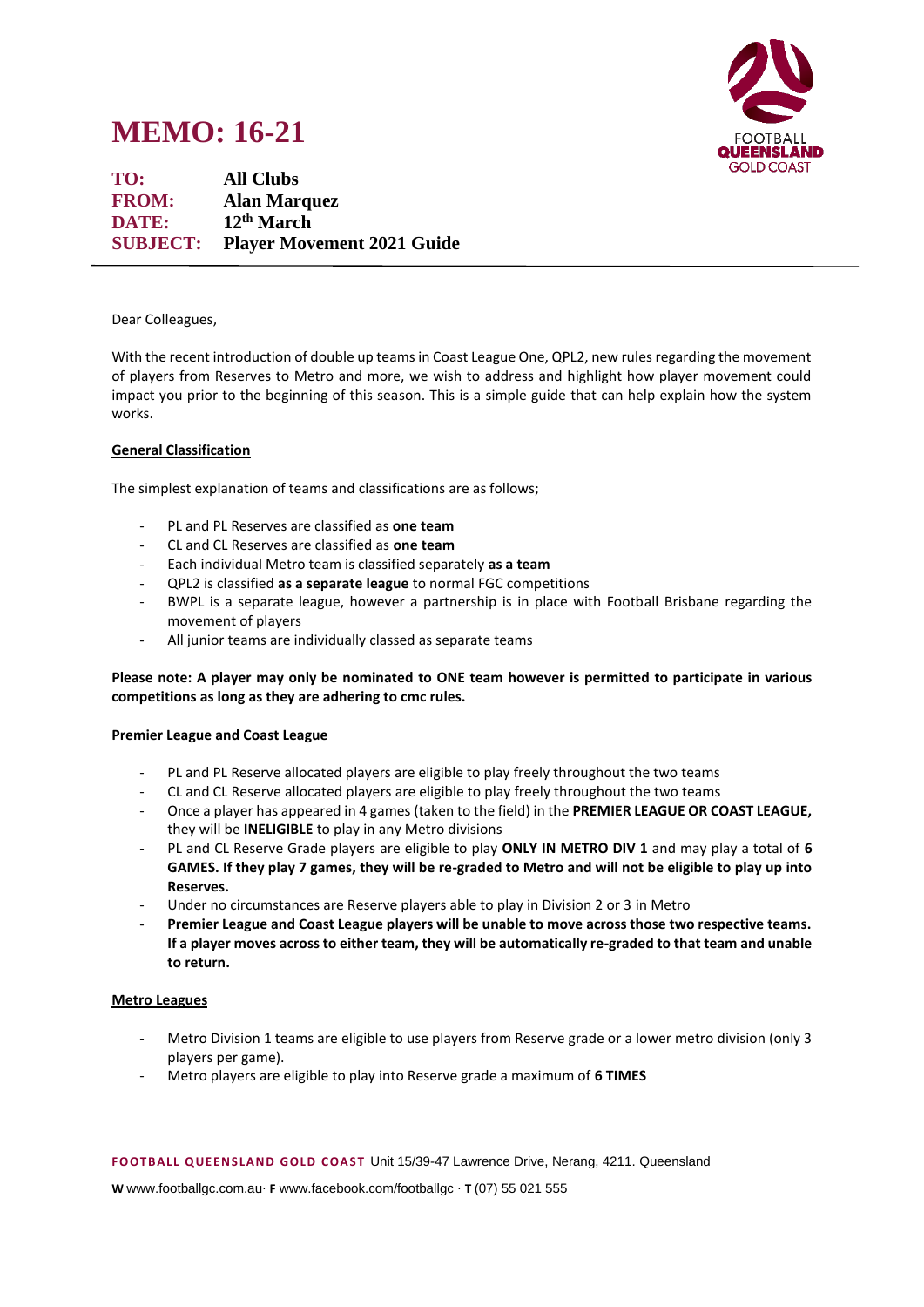# MEMO: 16-21

**TO:** All Clubs
**FROM:** Alan Marquez
**DATE:** 12th March
**SUBJECT:** Player Movement 2021 Guide

---

Dear Colleagues,

With the recent introduction of double up teams in Coast League One, QPL2, new rules regarding the movement of players from Reserves to Metro and more, we wish to address and highlight how player movement could impact you prior to the beginning of this season. This is a simple guide that can help explain how the system works.

## General Classification

The simplest explanation of teams and classifications are as follows;

- PL and PL Reserves are classified as **one team**
- CL and CL Reserves are classified as **one team**
- Each individual Metro team is classified separately **as a team**
- QPL2 is classified **as a separate league** to normal FGC competitions
- BWPL is a separate league, however a partnership is in place with Football Brisbane regarding the movement of players
- All junior teams are individually classed as separate teams

**Please note: A player may only be nominated to ONE team however is permitted to participate in various competitions as long as they are adhering to cmc rules.**

## Premier League and Coast League

- PL and PL Reserve allocated players are eligible to play freely throughout the two teams
- CL and CL Reserve allocated players are eligible to play freely throughout the two teams
- Once a player has appeared in 4 games (taken to the field) in the **PREMIER LEAGUE OR COAST LEAGUE,** they will be **INELIGIBLE** to play in any Metro divisions
- PL and CL Reserve Grade players are eligible to play **ONLY IN METRO DIV 1** and may play a total of **6 GAMES. If they play 7 games, they will be re-graded to Metro and will not be eligible to play up into Reserves.**
- Under no circumstances are Reserve players able to play in Division 2 or 3 in Metro
- **Premier League and Coast League players will be unable to move across those two respective teams. If a player moves across to either team, they will be automatically re-graded to that team and unable to return.**

## Metro Leagues

- Metro Division 1 teams are eligible to use players from Reserve grade or a lower metro division (only 3 players per game).
- Metro players are eligible to play into Reserve grade a maximum of **6 TIMES**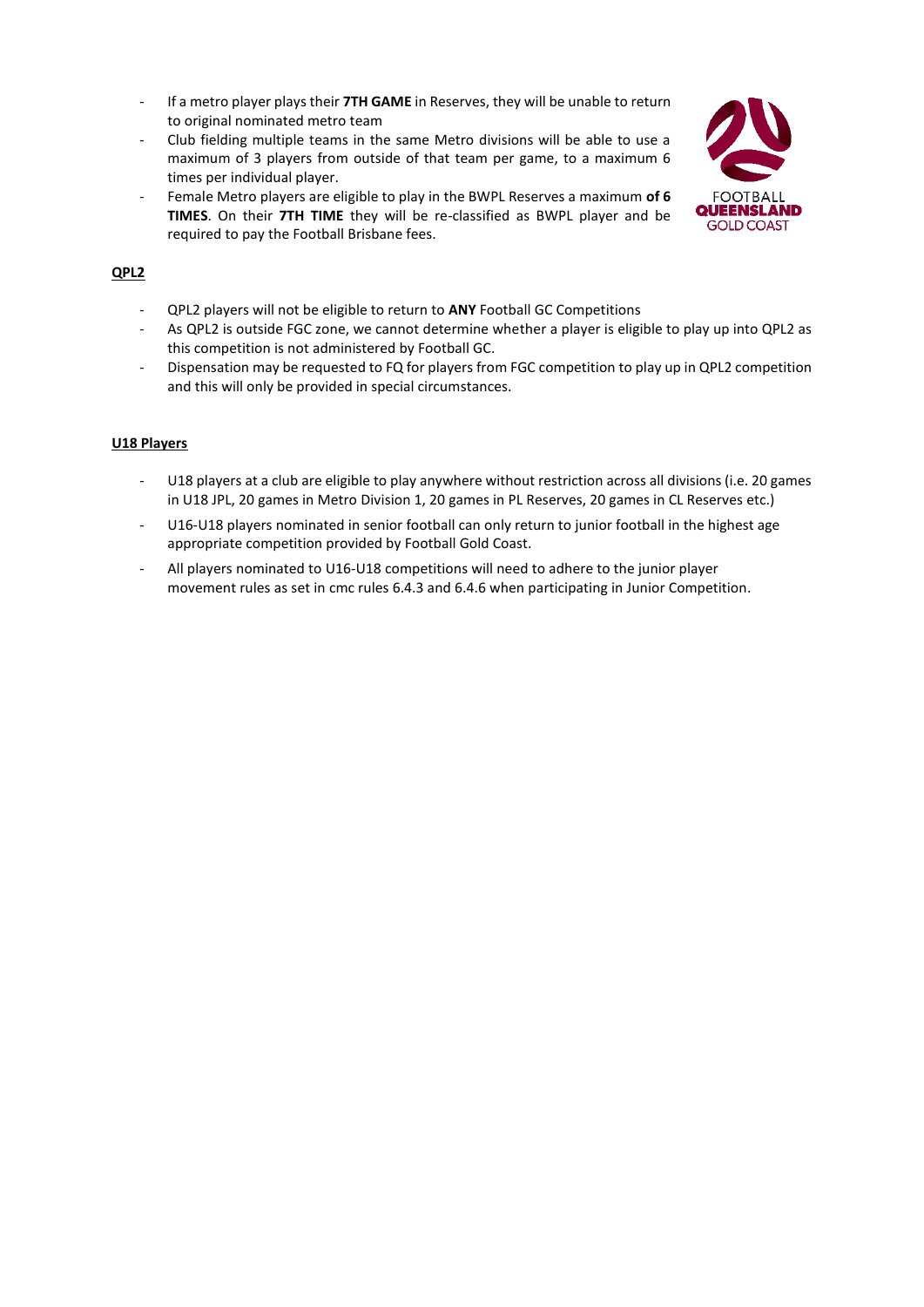- If a metro player plays their **7TH GAME** in Reserves, they will be unable to return to original nominated metro team
- Club fielding multiple teams in the same Metro divisions will be able to use a maximum of 3 players from outside of that team per game, to a maximum 6 times per individual player.
- Female Metro players are eligible to play in the BWPL Reserves a maximum **of 6 TIMES**. On their **7TH TIME** they will be re-classified as BWPL player and be required to pay the Football Brisbane fees.

**QPL2**

- QPL2 players will not be eligible to return to **ANY** Football GC Competitions
- As QPL2 is outside FGC zone, we cannot determine whether a player is eligible to play up into QPL2 as this competition is not administered by Football GC.
- Dispensation may be requested to FQ for players from FGC competition to play up in QPL2 competition and this will only be provided in special circumstances.

**U18 Players**

- U18 players at a club are eligible to play anywhere without restriction across all divisions (i.e. 20 games in U18 JPL, 20 games in Metro Division 1, 20 games in PL Reserves, 20 games in CL Reserves etc.)
- U16-U18 players nominated in senior football can only return to junior football in the highest age appropriate competition provided by Football Gold Coast.
- All players nominated to U16-U18 competitions will need to adhere to the junior player movement rules as set in cmc rules 6.4.3 and 6.4.6 when participating in Junior Competition.